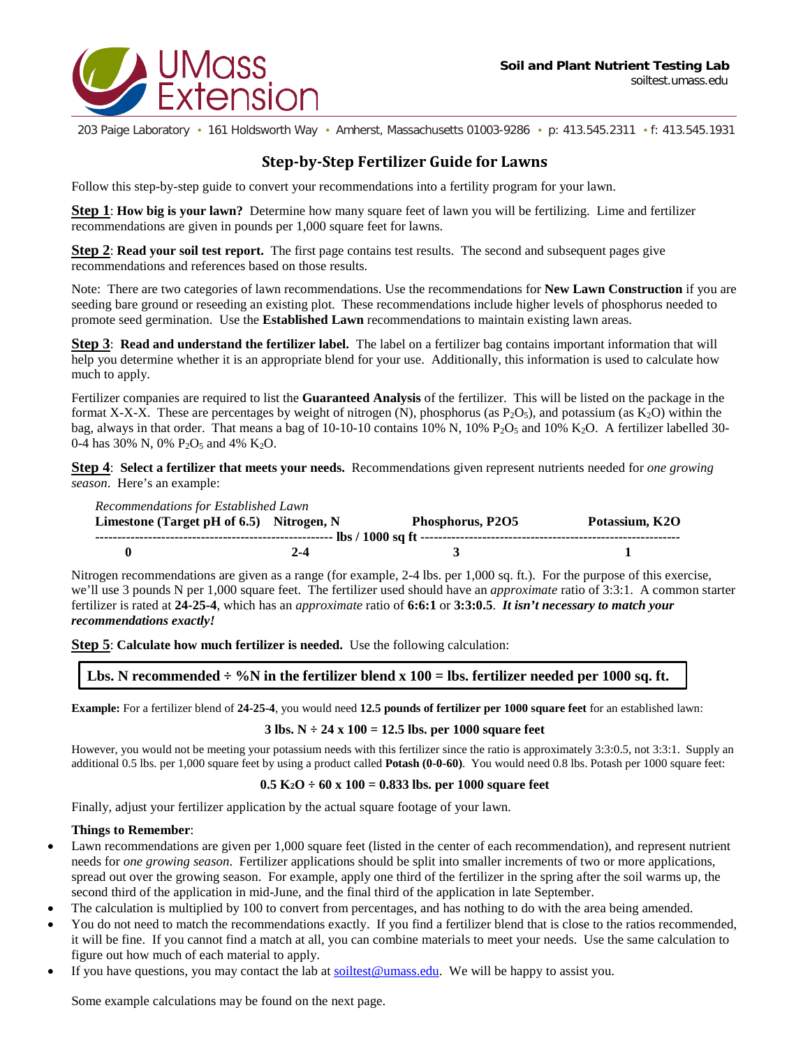UMass Extension

**Soil and Plant Nutrient Testing Lab**
soiltest.umass.edu

203 Paige Laboratory • 161 Holdsworth Way • Amherst, Massachusetts 01003-9286 • p: 413.545.2311 • f: 413.545.1931

# Step-by-Step Fertilizer Guide for Lawns

Follow this step-by-step guide to convert your recommendations into a fertility program for your lawn.

**Step 1**: **How big is your lawn?** Determine how many square feet of lawn you will be fertilizing. Lime and fertilizer recommendations are given in pounds per 1,000 square feet for lawns.

**Step 2**: **Read your soil test report.** The first page contains test results. The second and subsequent pages give recommendations and references based on those results.

Note: There are two categories of lawn recommendations. Use the recommendations for **New Lawn Construction** if you are seeding bare ground or reseeding an existing plot. These recommendations include higher levels of phosphorus needed to promote seed germination. Use the **Established Lawn** recommendations to maintain existing lawn areas.

**Step 3**: **Read and understand the fertilizer label.** The label on a fertilizer bag contains important information that will help you determine whether it is an appropriate blend for your use. Additionally, this information is used to calculate how much to apply.

Fertilizer companies are required to list the **Guaranteed Analysis** of the fertilizer. This will be listed on the package in the format X-X-X. These are percentages by weight of nitrogen (N), phosphorus (as $P_2O_5$), and potassium (as $K_2O$) within the bag, always in that order. That means a bag of 10-10-10 contains 10% N, 10% $P_2O_5$ and 10% $K_2O$. A fertilizer labelled 30-0-4 has 30% N, 0% $P_2O_5$ and 4% $K_2O$.

**Step 4**: **Select a fertilizer that meets your needs.** Recommendations given represent nutrients needed for *one growing season*. Here's an example:

*Recommendations for Established Lawn*

| Limestone (Target pH of 6.5) | Nitrogen, N | Phosphorus, P2O5 | Potassium, K2O |
|---|---|---|---|
| | lbs / 1000 sq ft | | |
| 0 | 2-4 | 3 | 1 |

Nitrogen recommendations are given as a range (for example, 2-4 lbs. per 1,000 sq. ft.). For the purpose of this exercise, we'll use 3 pounds N per 1,000 square feet. The fertilizer used should have an *approximate* ratio of 3:3:1. A common starter fertilizer is rated at **24-25-4**, which has an *approximate* ratio of **6:6:1** or **3:3:0.5**. ***It isn't necessary to match your recommendations exactly!***

**Step 5**: **Calculate how much fertilizer is needed.** Use the following calculation:

**Lbs. N recommended ÷ %N in the fertilizer blend x 100 = lbs. fertilizer needed per 1000 sq. ft.**

**Example:** For a fertilizer blend of **24-25-4**, you would need **12.5 pounds of fertilizer per 1000 square feet** for an established lawn:

**3 lbs. N ÷ 24 x 100 = 12.5 lbs. per 1000 square feet**

However, you would not be meeting your potassium needs with this fertilizer since the ratio is approximately 3:3:0.5, not 3:3:1. Supply an additional 0.5 lbs. per 1,000 square feet by using a product called **Potash (0-0-60)**. You would need 0.8 lbs. Potash per 1000 square feet:

**0.5 $K_2O$ ÷ 60 x 100 = 0.833 lbs. per 1000 square feet**

Finally, adjust your fertilizer application by the actual square footage of your lawn.

**Things to Remember**:

- Lawn recommendations are given per 1,000 square feet (listed in the center of each recommendation), and represent nutrient needs for *one growing season*. Fertilizer applications should be split into smaller increments of two or more applications, spread out over the growing season. For example, apply one third of the fertilizer in the spring after the soil warms up, the second third of the application in mid-June, and the final third of the application in late September.
- The calculation is multiplied by 100 to convert from percentages, and has nothing to do with the area being amended.
- You do not need to match the recommendations exactly. If you find a fertilizer blend that is close to the ratios recommended, it will be fine. If you cannot find a match at all, you can combine materials to meet your needs. Use the same calculation to figure out how much of each material to apply.
- If you have questions, you may contact the lab at soiltest@umass.edu. We will be happy to assist you.

Some example calculations may be found on the next page.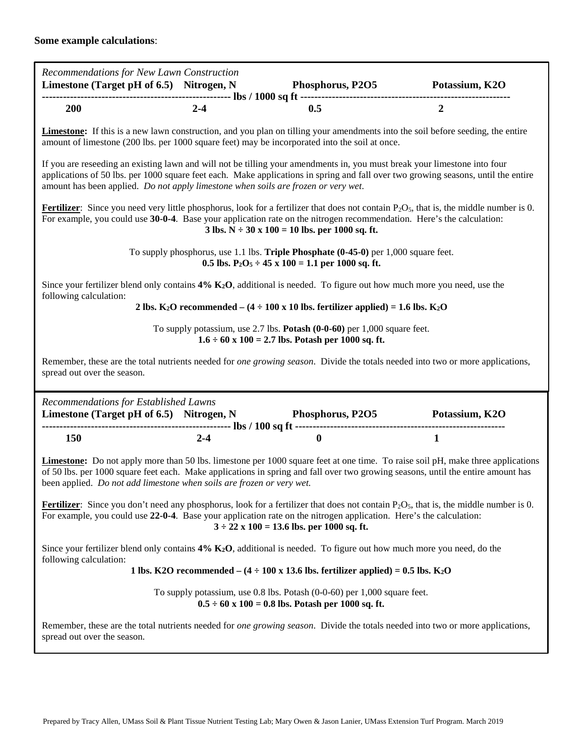**Some example calculations**:

*Recommendations for New Lawn Construction*

| Limestone (Target pH of 6.5) | Nitrogen, N | Phosphorus, P2O5 | Potassium, K2O |
|---|---|---|---|
| lbs / 1000 sq ft | | | |
| 200 | 2-4 | 0.5 | 2 |

**Limestone:** If this is a new lawn construction, and you plan on tilling your amendments into the soil before seeding, the entire amount of limestone (200 lbs. per 1000 square feet) may be incorporated into the soil at once.

If you are reseeding an existing lawn and will not be tilling your amendments in, you must break your limestone into four applications of 50 lbs. per 1000 square feet each. Make applications in spring and fall over two growing seasons, until the entire amount has been applied. *Do not apply limestone when soils are frozen or very wet*.

**Fertilizer**: Since you need very little phosphorus, look for a fertilizer that does not contain $P_2O_5$, that is, the middle number is 0. For example, you could use **30-0-4**. Base your application rate on the nitrogen recommendation. Here's the calculation:

**3 lbs. N ÷ 30 x 100 = 10 lbs. per 1000 sq. ft.**

To supply phosphorus, use 1.1 lbs. **Triple Phosphate (0-45-0)** per 1,000 square feet.

**0.5 lbs. $P_2O_5$ ÷ 45 x 100 = 1.1 per 1000 sq. ft.**

Since your fertilizer blend only contains **4% $K_2O$**, additional is needed. To figure out how much more you need, use the following calculation:

**2 lbs. $K_2O$ recommended – (4 ÷ 100 x 10 lbs. fertilizer applied) = 1.6 lbs. $K_2O$**

To supply potassium, use 2.7 lbs. **Potash (0-0-60)** per 1,000 square feet.

**1.6 ÷ 60 x 100 = 2.7 lbs. Potash per 1000 sq. ft.**

Remember, these are the total nutrients needed for *one growing season*. Divide the totals needed into two or more applications, spread out over the season.

*Recommendations for Established Lawns*

| Limestone (Target pH of 6.5) | Nitrogen, N | Phosphorus, P2O5 | Potassium, K2O |
|---|---|---|---|
| lbs / 100 sq ft | | | |
| 150 | 2-4 | 0 | 1 |

**Limestone:** Do not apply more than 50 lbs. limestone per 1000 square feet at one time. To raise soil pH, make three applications of 50 lbs. per 1000 square feet each. Make applications in spring and fall over two growing seasons, until the entire amount has been applied. *Do not add limestone when soils are frozen or very wet.*

**Fertilizer**: Since you don't need any phosphorus, look for a fertilizer that does not contain $P_2O_5$, that is, the middle number is 0. For example, you could use **22-0-4**. Base your application rate on the nitrogen application. Here's the calculation:

**3 ÷ 22 x 100 = 13.6 lbs. per 1000 sq. ft.**

Since your fertilizer blend only contains **4% $K_2O$**, additional is needed. To figure out how much more you need, do the following calculation:

**1 lbs. K2O recommended – (4 ÷ 100 x 13.6 lbs. fertilizer applied) = 0.5 lbs. $K_2O$**

To supply potassium, use 0.8 lbs. Potash (0-0-60) per 1,000 square feet.

**0.5 ÷ 60 x 100 = 0.8 lbs. Potash per 1000 sq. ft.**

Remember, these are the total nutrients needed for *one growing season*. Divide the totals needed into two or more applications, spread out over the season.

Prepared by Tracy Allen, UMass Soil & Plant Tissue Nutrient Testing Lab; Mary Owen & Jason Lanier, UMass Extension Turf Program. March 2019